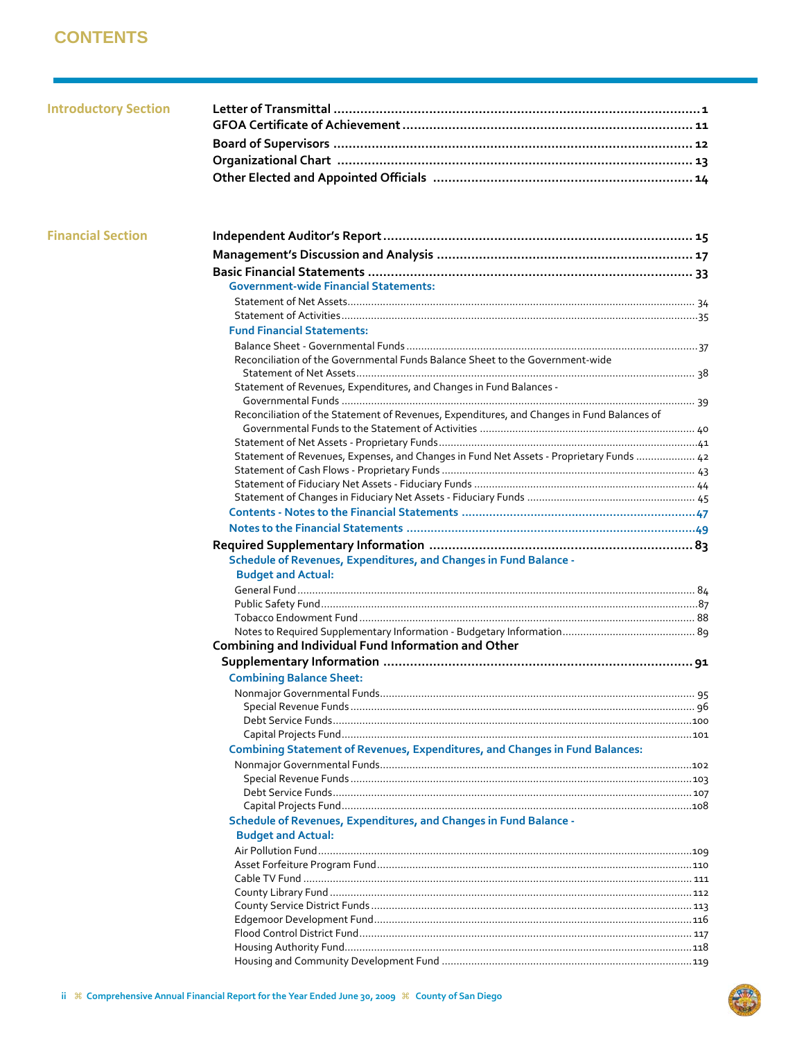# CONTENTS

## Introductory Section

| | |
|---|---|
| **Letter of Transmittal** | **1** |
| **GFOA Certificate of Achievement** | **11** |
| **Board of Supervisors** | **12** |
| **Organizational Chart** | **13** |
| **Other Elected and Appointed Officials** | **14** |

## Financial Section

| | |
|---|---|
| **Independent Auditor's Report** | **15** |
| **Management's Discussion and Analysis** | **17** |
| **Basic Financial Statements** | **33** |
| ***Government-wide Financial Statements:*** | |
| Statement of Net Assets | 34 |
| Statement of Activities | 35 |
| ***Fund Financial Statements:*** | |
| Balance Sheet - Governmental Funds | 37 |
| Reconciliation of the Governmental Funds Balance Sheet to the Government-wide Statement of Net Assets | 38 |
| Statement of Revenues, Expenditures, and Changes in Fund Balances - Governmental Funds | 39 |
| Reconciliation of the Statement of Revenues, Expenditures, and Changes in Fund Balances of Governmental Funds to the Statement of Activities | 40 |
| Statement of Net Assets - Proprietary Funds | 41 |
| Statement of Revenues, Expenses, and Changes in Fund Net Assets - Proprietary Funds | 42 |
| Statement of Cash Flows - Proprietary Funds | 43 |
| Statement of Fiduciary Net Assets - Fiduciary Funds | 44 |
| Statement of Changes in Fiduciary Net Assets - Fiduciary Funds | 45 |
| ***Contents - Notes to the Financial Statements*** | **47** |
| ***Notes to the Financial Statements*** | **49** |
| **Required Supplementary Information** | **83** |
| ***Schedule of Revenues, Expenditures, and Changes in Fund Balance - Budget and Actual:*** | |
| General Fund | 84 |
| Public Safety Fund | 87 |
| Tobacco Endowment Fund | 88 |
| Notes to Required Supplementary Information - Budgetary Information | 89 |
| **Combining and Individual Fund Information and Other Supplementary Information** | **91** |
| ***Combining Balance Sheet:*** | |
| Nonmajor Governmental Funds | 95 |
| Special Revenue Funds | 96 |
| Debt Service Funds | 100 |
| Capital Projects Fund | 101 |
| ***Combining Statement of Revenues, Expenditures, and Changes in Fund Balances:*** | |
| Nonmajor Governmental Funds | 102 |
| Special Revenue Funds | 103 |
| Debt Service Funds | 107 |
| Capital Projects Fund | 108 |
| ***Schedule of Revenues, Expenditures, and Changes in Fund Balance - Budget and Actual:*** | |
| Air Pollution Fund | 109 |
| Asset Forfeiture Program Fund | 110 |
| Cable TV Fund | 111 |
| County Library Fund | 112 |
| County Service District Funds | 113 |
| Edgemoor Development Fund | 116 |
| Flood Control District Fund | 117 |
| Housing Authority Fund | 118 |
| Housing and Community Development Fund | 119 |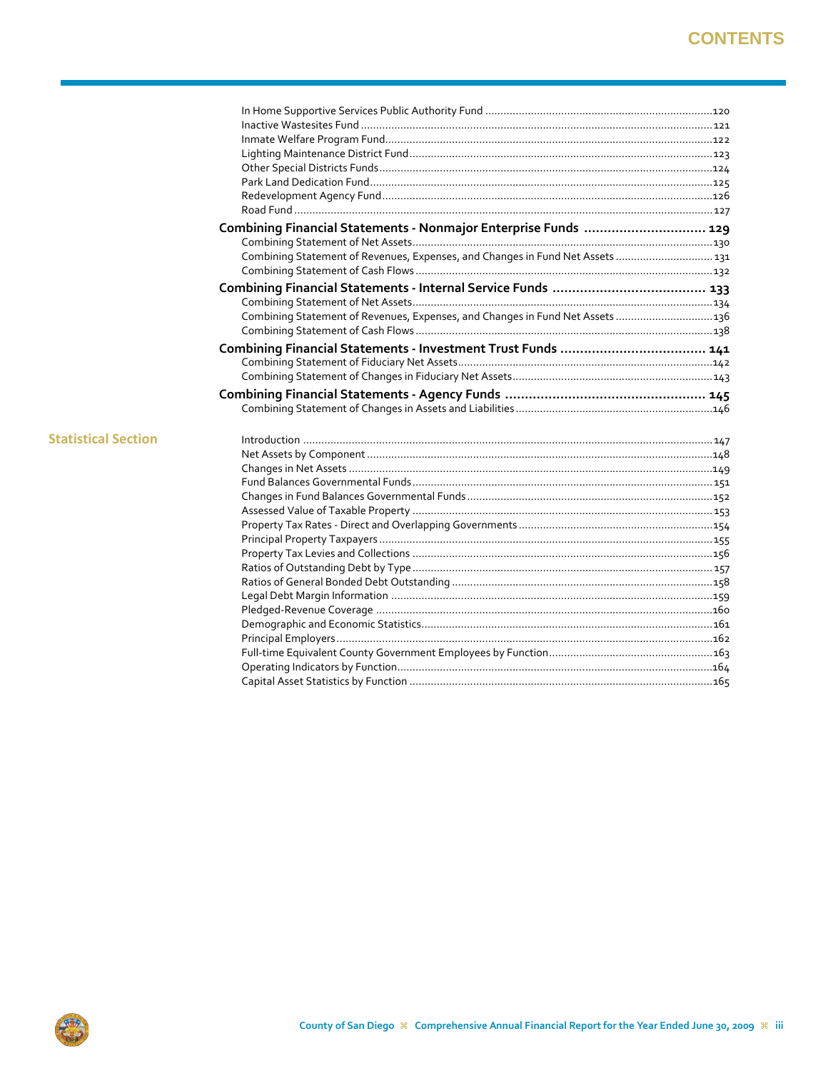# CONTENTS

In Home Supportive Services Public Authority Fund ....... 120
Inactive Wastesites Fund ....... 121
Inmate Welfare Program Fund ....... 122
Lighting Maintenance District Fund ....... 123
Other Special Districts Funds ....... 124
Park Land Dedication Fund ....... 125
Redevelopment Agency Fund ....... 126
Road Fund ....... 127

**Combining Financial Statements - Nonmajor Enterprise Funds ....... 129**

Combining Statement of Net Assets ....... 130
Combining Statement of Revenues, Expenses, and Changes in Fund Net Assets ....... 131
Combining Statement of Cash Flows ....... 132

**Combining Financial Statements - Internal Service Funds ....... 133**

Combining Statement of Net Assets ....... 134
Combining Statement of Revenues, Expenses, and Changes in Fund Net Assets ....... 136
Combining Statement of Cash Flows ....... 138

**Combining Financial Statements - Investment Trust Funds ....... 141**

Combining Statement of Fiduciary Net Assets ....... 142
Combining Statement of Changes in Fiduciary Net Assets ....... 143

**Combining Financial Statements - Agency Funds ....... 145**

Combining Statement of Changes in Assets and Liabilities ....... 146

## Statistical Section

Introduction ....... 147
Net Assets by Component ....... 148
Changes in Net Assets ....... 149
Fund Balances Governmental Funds ....... 151
Changes in Fund Balances Governmental Funds ....... 152
Assessed Value of Taxable Property ....... 153
Property Tax Rates - Direct and Overlapping Governments ....... 154
Principal Property Taxpayers ....... 155
Property Tax Levies and Collections ....... 156
Ratios of Outstanding Debt by Type ....... 157
Ratios of General Bonded Debt Outstanding ....... 158
Legal Debt Margin Information ....... 159
Pledged-Revenue Coverage ....... 160
Demographic and Economic Statistics ....... 161
Principal Employers ....... 162
Full-time Equivalent County Government Employees by Function ....... 163
Operating Indicators by Function ....... 164
Capital Asset Statistics by Function ....... 165